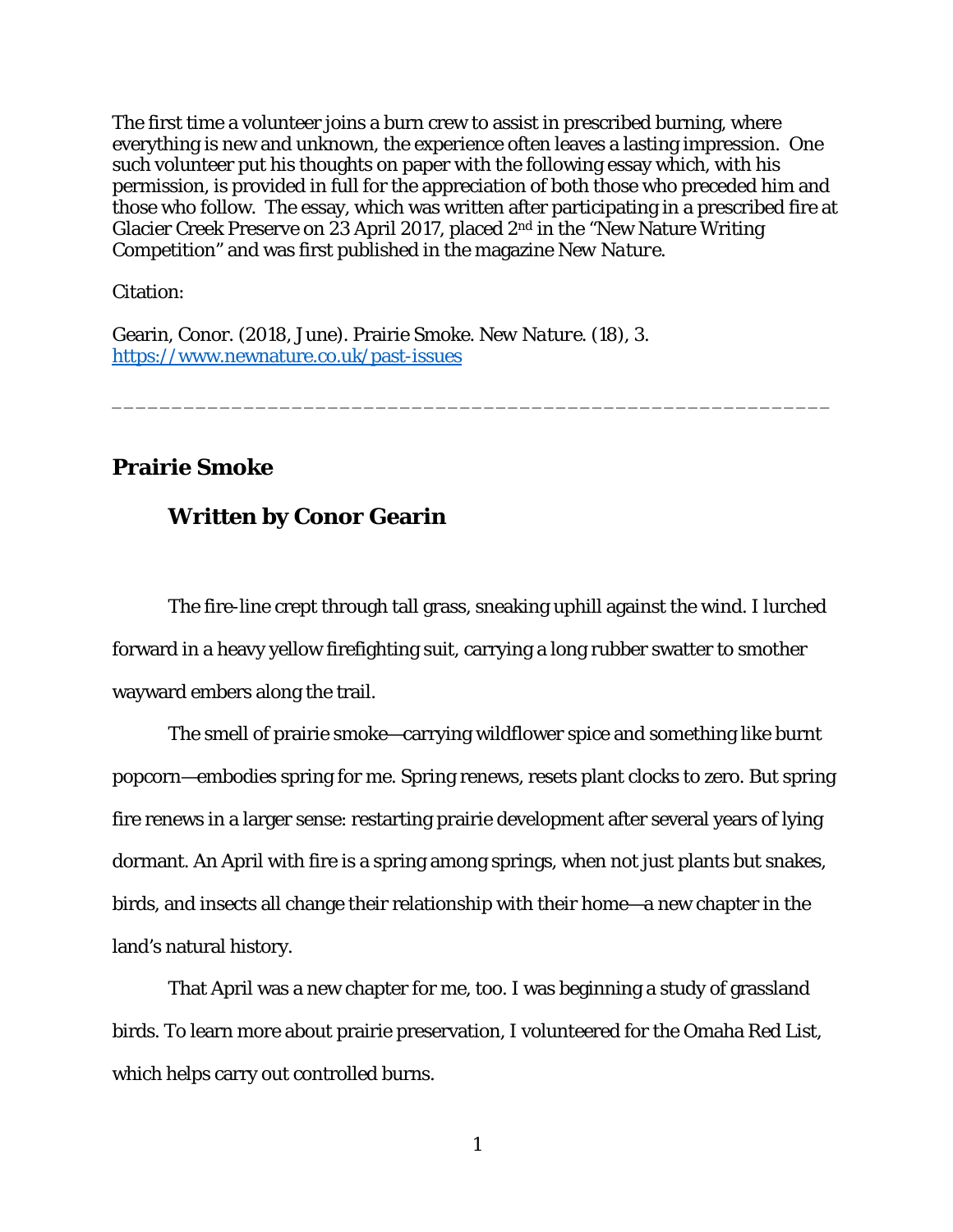The first time a volunteer joins a burn crew to assist in prescribed burning, where everything is new and unknown, the experience often leaves a lasting impression. One such volunteer put his thoughts on paper with the following essay which, with his permission, is provided in full for the appreciation of both those who preceded him and those who follow. The essay, which was written after participating in a prescribed fire at Glacier Creek Preserve on 23 April 2017, placed 2nd in the "New Nature Writing Competition" and was first published in the magazine *New Nature*.

Citation:

Gearin, Conor. (2018, June). Prairie Smoke. *New Nature*. (18), 3. https://www.newnature.co.uk/past-issues

---

## Prairie Smoke

### Written by Conor Gearin

The fire-line crept through tall grass, sneaking uphill against the wind. I lurched forward in a heavy yellow firefighting suit, carrying a long rubber swatter to smother wayward embers along the trail.

The smell of prairie smoke—carrying wildflower spice and something like burnt popcorn—embodies spring for me. Spring renews, resets plant clocks to zero. But spring fire renews in a larger sense: restarting prairie development after several years of lying dormant. An April with fire is a spring among springs, when not just plants but snakes, birds, and insects all change their relationship with their home—a new chapter in the land's natural history.

That April was a new chapter for me, too. I was beginning a study of grassland birds. To learn more about prairie preservation, I volunteered for the Omaha Red List, which helps carry out controlled burns.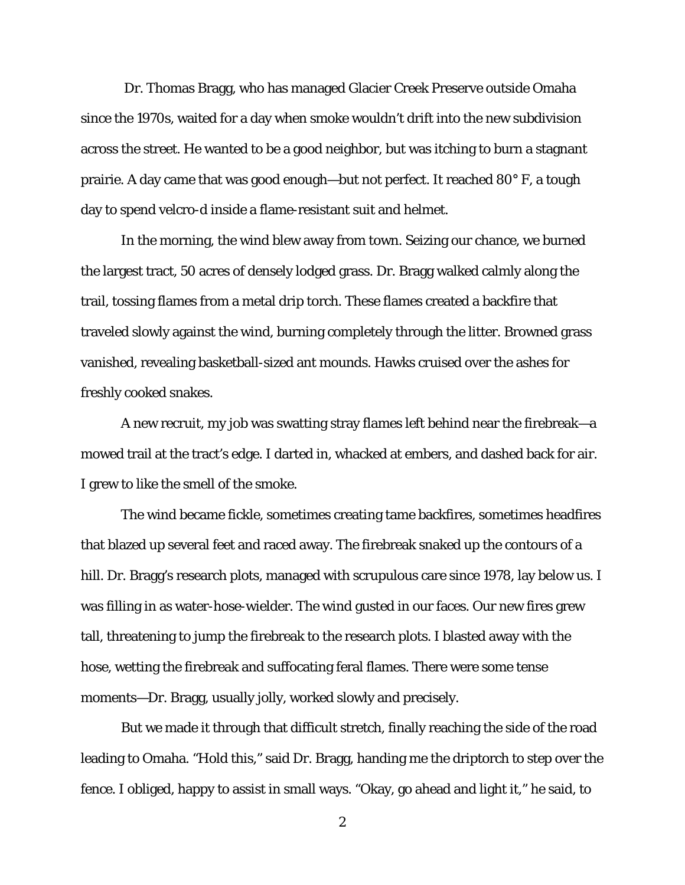Dr. Thomas Bragg, who has managed Glacier Creek Preserve outside Omaha since the 1970s, waited for a day when smoke wouldn't drift into the new subdivision across the street. He wanted to be a good neighbor, but was itching to burn a stagnant prairie. A day came that was good enough—but not perfect. It reached 80° F, a tough day to spend velcro-d inside a flame-resistant suit and helmet.

In the morning, the wind blew away from town. Seizing our chance, we burned the largest tract, 50 acres of densely lodged grass. Dr. Bragg walked calmly along the trail, tossing flames from a metal drip torch. These flames created a backfire that traveled slowly against the wind, burning completely through the litter. Browned grass vanished, revealing basketball-sized ant mounds. Hawks cruised over the ashes for freshly cooked snakes.

A new recruit, my job was swatting stray flames left behind near the firebreak—a mowed trail at the tract's edge. I darted in, whacked at embers, and dashed back for air. I grew to like the smell of the smoke.

The wind became fickle, sometimes creating tame backfires, sometimes headfires that blazed up several feet and raced away. The firebreak snaked up the contours of a hill. Dr. Bragg's research plots, managed with scrupulous care since 1978, lay below us. I was filling in as water-hose-wielder. The wind gusted in our faces. Our new fires grew tall, threatening to jump the firebreak to the research plots. I blasted away with the hose, wetting the firebreak and suffocating feral flames. There were some tense moments—Dr. Bragg, usually jolly, worked slowly and precisely.

But we made it through that difficult stretch, finally reaching the side of the road leading to Omaha. "Hold this," said Dr. Bragg, handing me the driptorch to step over the fence. I obliged, happy to assist in small ways. "Okay, go ahead and light it," he said, to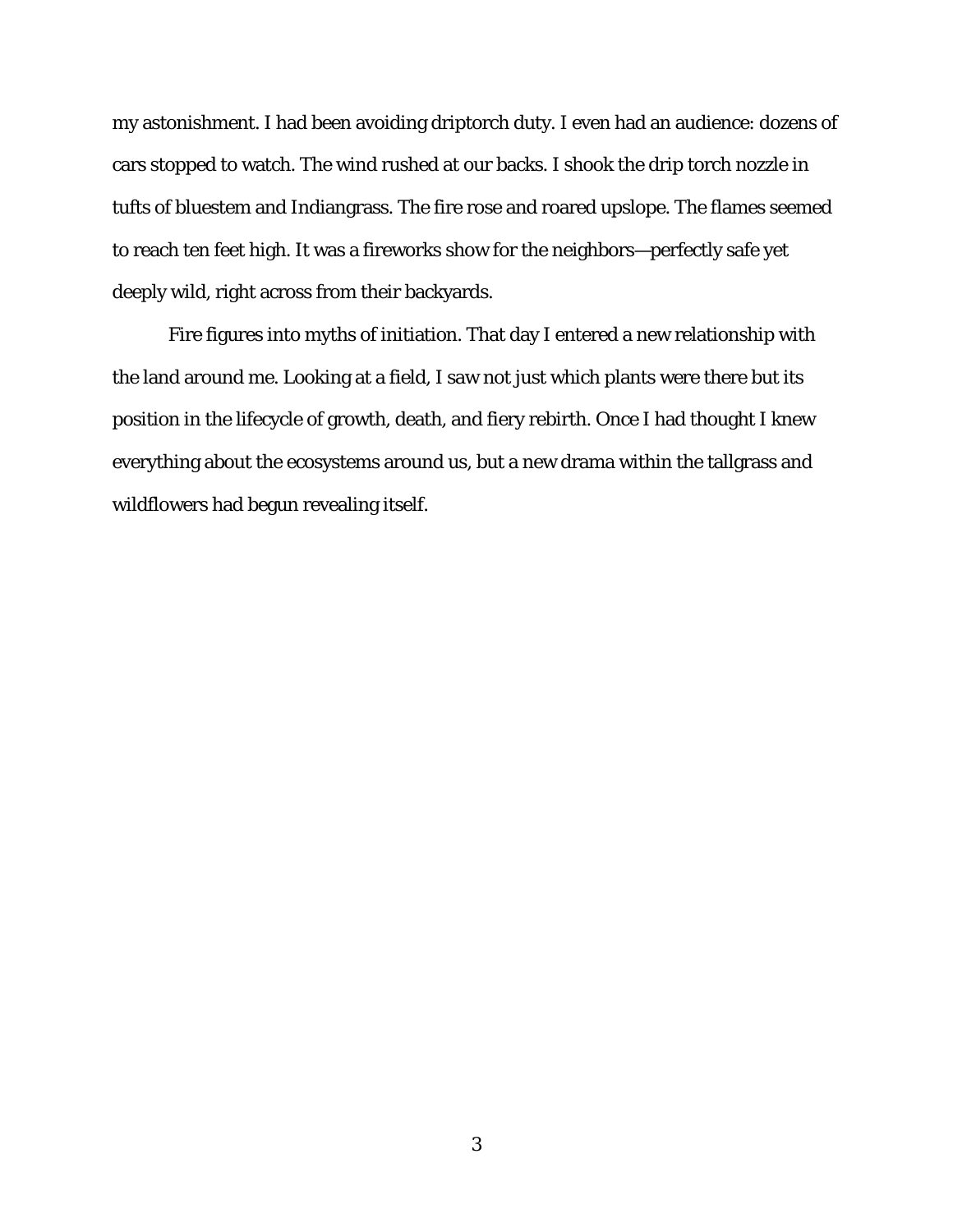my astonishment. I had been avoiding driptorch duty. I even had an audience: dozens of cars stopped to watch. The wind rushed at our backs. I shook the drip torch nozzle in tufts of bluestem and Indiangrass. The fire rose and roared upslope. The flames seemed to reach ten feet high. It was a fireworks show for the neighbors—perfectly safe yet deeply wild, right across from their backyards.

Fire figures into myths of initiation. That day I entered a new relationship with the land around me. Looking at a field, I saw not just which plants were there but its position in the lifecycle of growth, death, and fiery rebirth. Once I had thought I knew everything about the ecosystems around us, but a new drama within the tallgrass and wildflowers had begun revealing itself.